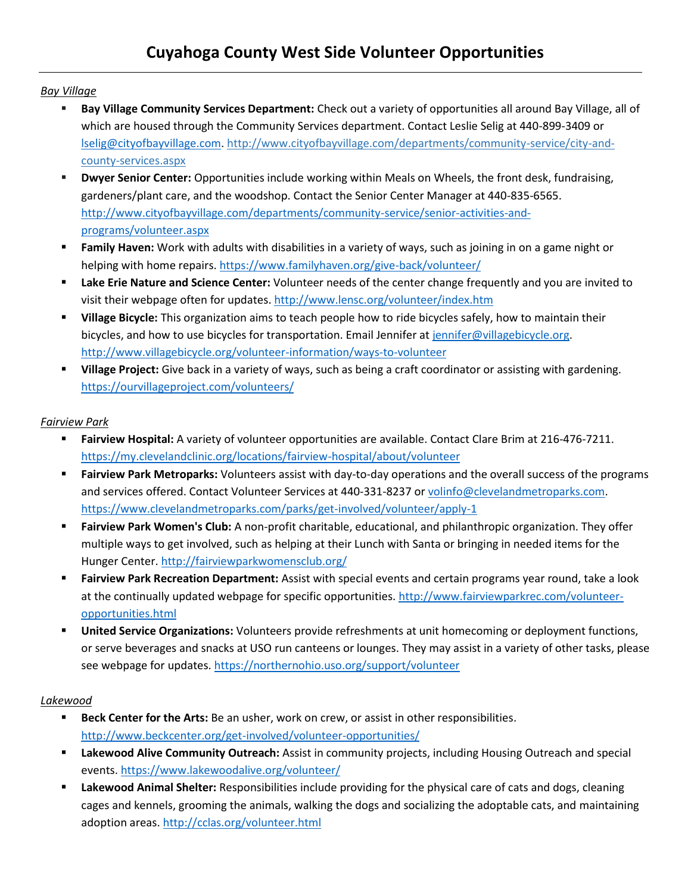# Cuyahoga County West Side Volunteer Opportunities

*Bay Village*

- **Bay Village Community Services Department:** Check out a variety of opportunities all around Bay Village, all of which are housed through the Community Services department. Contact Leslie Selig at 440-899-3409 or lselig@cityofbayvillage.com. http://www.cityofbayvillage.com/departments/community-service/city-and-county-services.aspx
- **Dwyer Senior Center:** Opportunities include working within Meals on Wheels, the front desk, fundraising, gardeners/plant care, and the woodshop. Contact the Senior Center Manager at 440-835-6565. http://www.cityofbayvillage.com/departments/community-service/senior-activities-and-programs/volunteer.aspx
- **Family Haven:** Work with adults with disabilities in a variety of ways, such as joining in on a game night or helping with home repairs. https://www.familyhaven.org/give-back/volunteer/
- **Lake Erie Nature and Science Center:** Volunteer needs of the center change frequently and you are invited to visit their webpage often for updates. http://www.lensc.org/volunteer/index.htm
- **Village Bicycle:** This organization aims to teach people how to ride bicycles safely, how to maintain their bicycles, and how to use bicycles for transportation. Email Jennifer at jennifer@villagebicycle.org. http://www.villagebicycle.org/volunteer-information/ways-to-volunteer
- **Village Project:** Give back in a variety of ways, such as being a craft coordinator or assisting with gardening. https://ourvillageproject.com/volunteers/

*Fairview Park*

- **Fairview Hospital:** A variety of volunteer opportunities are available. Contact Clare Brim at 216-476-7211. https://my.clevelandclinic.org/locations/fairview-hospital/about/volunteer
- **Fairview Park Metroparks:** Volunteers assist with day-to-day operations and the overall success of the programs and services offered. Contact Volunteer Services at 440-331-8237 or volinfo@clevelandmetroparks.com. https://www.clevelandmetroparks.com/parks/get-involved/volunteer/apply-1
- **Fairview Park Women's Club:** A non-profit charitable, educational, and philanthropic organization. They offer multiple ways to get involved, such as helping at their Lunch with Santa or bringing in needed items for the Hunger Center. http://fairviewparkwomensclub.org/
- **Fairview Park Recreation Department:** Assist with special events and certain programs year round, take a look at the continually updated webpage for specific opportunities. http://www.fairviewparkrec.com/volunteer-opportunities.html
- **United Service Organizations:** Volunteers provide refreshments at unit homecoming or deployment functions, or serve beverages and snacks at USO run canteens or lounges. They may assist in a variety of other tasks, please see webpage for updates. https://northernohio.uso.org/support/volunteer

*Lakewood*

- **Beck Center for the Arts:** Be an usher, work on crew, or assist in other responsibilities. http://www.beckcenter.org/get-involved/volunteer-opportunities/
- **Lakewood Alive Community Outreach:** Assist in community projects, including Housing Outreach and special events. https://www.lakewoodalive.org/volunteer/
- **Lakewood Animal Shelter:** Responsibilities include providing for the physical care of cats and dogs, cleaning cages and kennels, grooming the animals, walking the dogs and socializing the adoptable cats, and maintaining adoption areas. http://cclas.org/volunteer.html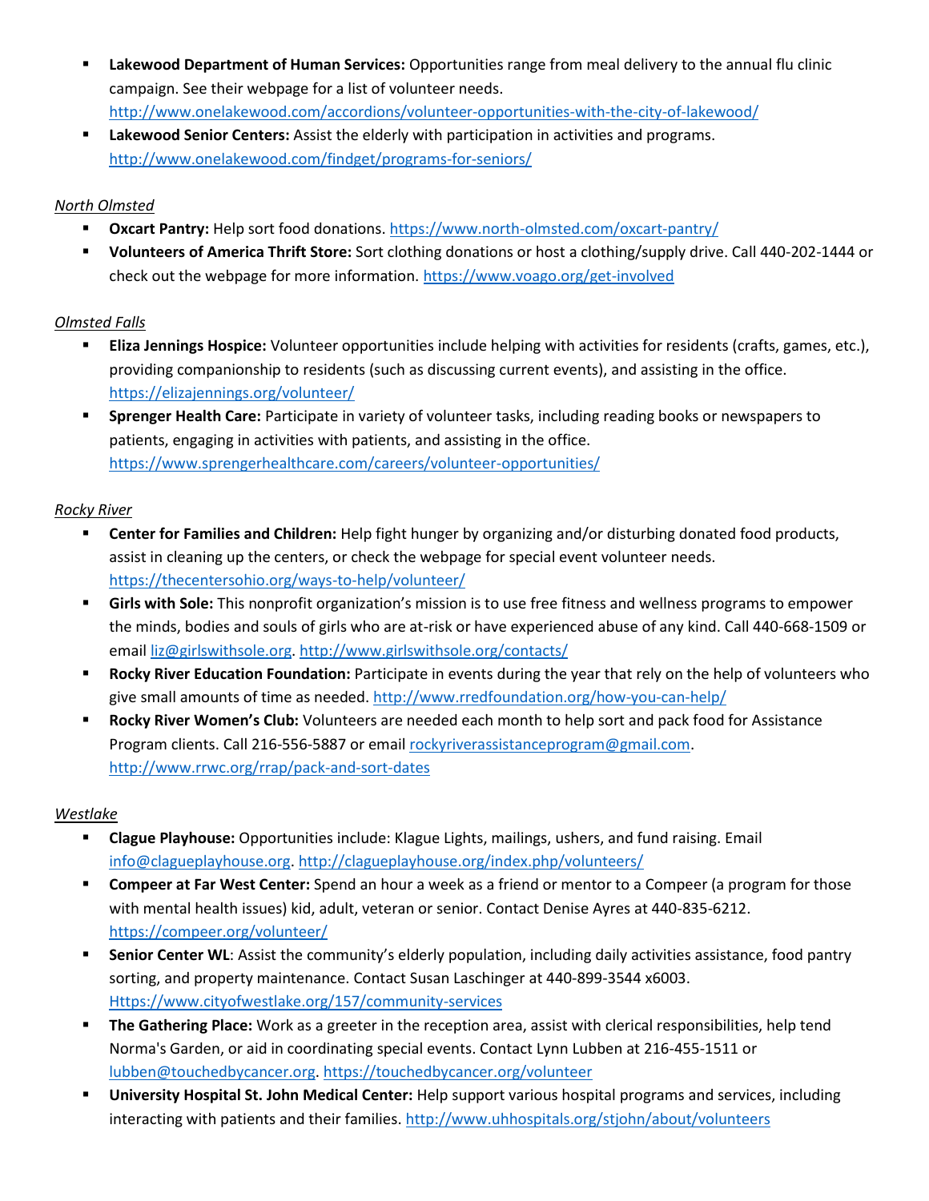- **Lakewood Department of Human Services:** Opportunities range from meal delivery to the annual flu clinic campaign. See their webpage for a list of volunteer needs. http://www.onelakewood.com/accordions/volunteer-opportunities-with-the-city-of-lakewood/
- **Lakewood Senior Centers:** Assist the elderly with participation in activities and programs. http://www.onelakewood.com/findget/programs-for-seniors/

*North Olmsted*

- **Oxcart Pantry:** Help sort food donations. https://www.north-olmsted.com/oxcart-pantry/
- **Volunteers of America Thrift Store:** Sort clothing donations or host a clothing/supply drive. Call 440-202-1444 or check out the webpage for more information. https://www.voago.org/get-involved

*Olmsted Falls*

- **Eliza Jennings Hospice:** Volunteer opportunities include helping with activities for residents (crafts, games, etc.), providing companionship to residents (such as discussing current events), and assisting in the office. https://elizajennings.org/volunteer/
- **Sprenger Health Care:** Participate in variety of volunteer tasks, including reading books or newspapers to patients, engaging in activities with patients, and assisting in the office. https://www.sprengerhealthcare.com/careers/volunteer-opportunities/

*Rocky River*

- **Center for Families and Children:** Help fight hunger by organizing and/or disturbing donated food products, assist in cleaning up the centers, or check the webpage for special event volunteer needs. https://thecentersohio.org/ways-to-help/volunteer/
- **Girls with Sole:** This nonprofit organization's mission is to use free fitness and wellness programs to empower the minds, bodies and souls of girls who are at-risk or have experienced abuse of any kind. Call 440-668-1509 or email liz@girlswithsole.org. http://www.girlswithsole.org/contacts/
- **Rocky River Education Foundation:** Participate in events during the year that rely on the help of volunteers who give small amounts of time as needed. http://www.rredfoundation.org/how-you-can-help/
- **Rocky River Women's Club:** Volunteers are needed each month to help sort and pack food for Assistance Program clients. Call 216-556-5887 or email rockyriverassistanceprogram@gmail.com. http://www.rrwc.org/rrap/pack-and-sort-dates

*Westlake*

- **Clague Playhouse:** Opportunities include: Klague Lights, mailings, ushers, and fund raising. Email info@clagueplayhouse.org. http://clagueplayhouse.org/index.php/volunteers/
- **Compeer at Far West Center:** Spend an hour a week as a friend or mentor to a Compeer (a program for those with mental health issues) kid, adult, veteran or senior. Contact Denise Ayres at 440-835-6212. https://compeer.org/volunteer/
- **Senior Center WL**: Assist the community's elderly population, including daily activities assistance, food pantry sorting, and property maintenance. Contact Susan Laschinger at 440-899-3544 x6003. Https://www.cityofwestlake.org/157/community-services
- **The Gathering Place:** Work as a greeter in the reception area, assist with clerical responsibilities, help tend Norma's Garden, or aid in coordinating special events. Contact Lynn Lubben at 216-455-1511 or lubben@touchedbycancer.org. https://touchedbycancer.org/volunteer
- **University Hospital St. John Medical Center:** Help support various hospital programs and services, including interacting with patients and their families. http://www.uhhospitals.org/stjohn/about/volunteers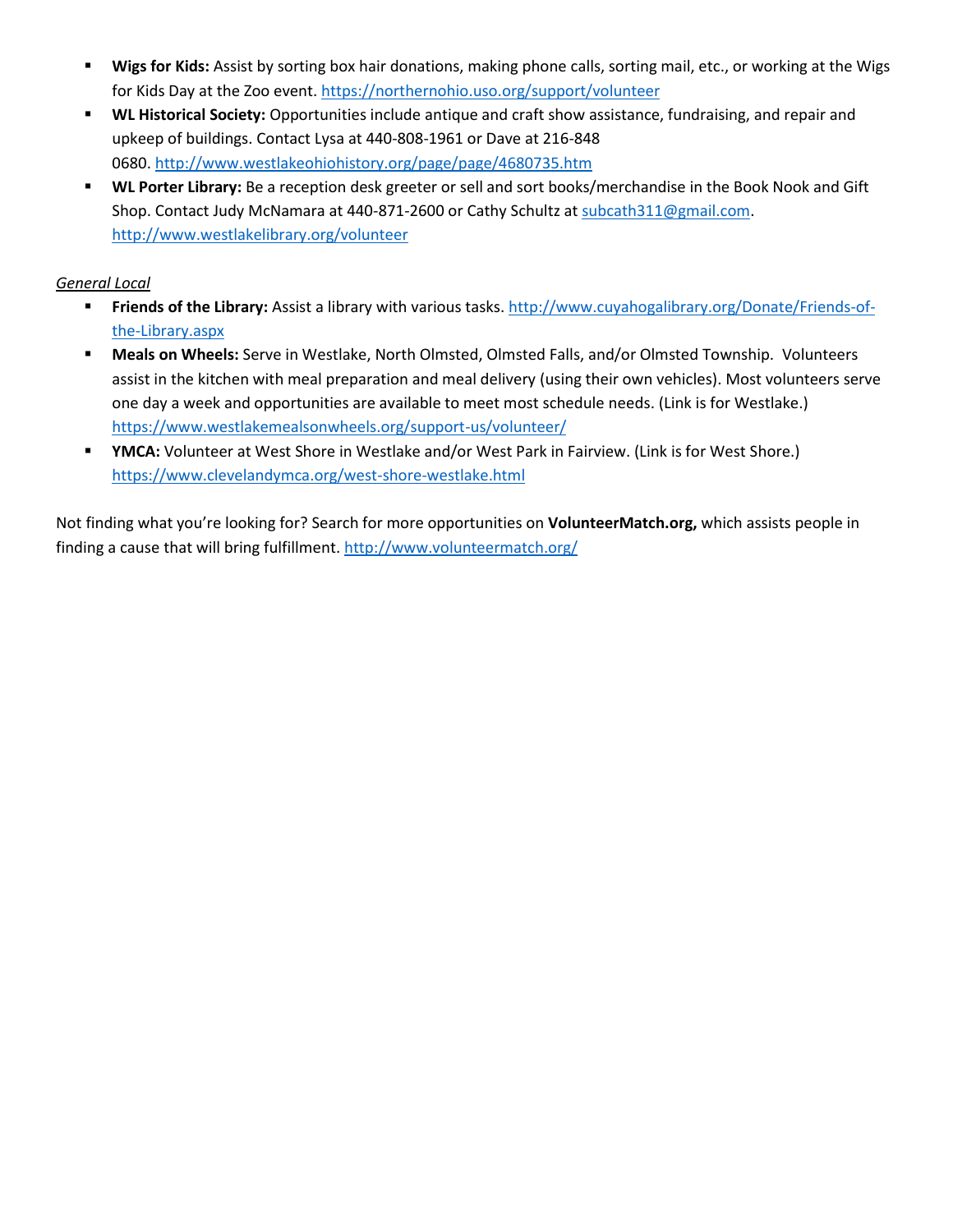- **Wigs for Kids:** Assist by sorting box hair donations, making phone calls, sorting mail, etc., or working at the Wigs for Kids Day at the Zoo event. https://northernohio.uso.org/support/volunteer
- **WL Historical Society:** Opportunities include antique and craft show assistance, fundraising, and repair and upkeep of buildings. Contact Lysa at 440-808-1961 or Dave at 216-848 0680. http://www.westlakeohiohistory.org/page/page/4680735.htm
- **WL Porter Library:** Be a reception desk greeter or sell and sort books/merchandise in the Book Nook and Gift Shop. Contact Judy McNamara at 440-871-2600 or Cathy Schultz at subcath311@gmail.com. http://www.westlakelibrary.org/volunteer

*General Local*

- **Friends of the Library:** Assist a library with various tasks. http://www.cuyahogalibrary.org/Donate/Friends-of-the-Library.aspx
- **Meals on Wheels:** Serve in Westlake, North Olmsted, Olmsted Falls, and/or Olmsted Township. Volunteers assist in the kitchen with meal preparation and meal delivery (using their own vehicles). Most volunteers serve one day a week and opportunities are available to meet most schedule needs. (Link is for Westlake.) https://www.westlakemealsonwheels.org/support-us/volunteer/
- **YMCA:** Volunteer at West Shore in Westlake and/or West Park in Fairview. (Link is for West Shore.) https://www.clevelandymca.org/west-shore-westlake.html

Not finding what you're looking for? Search for more opportunities on **VolunteerMatch.org,** which assists people in finding a cause that will bring fulfillment. http://www.volunteermatch.org/